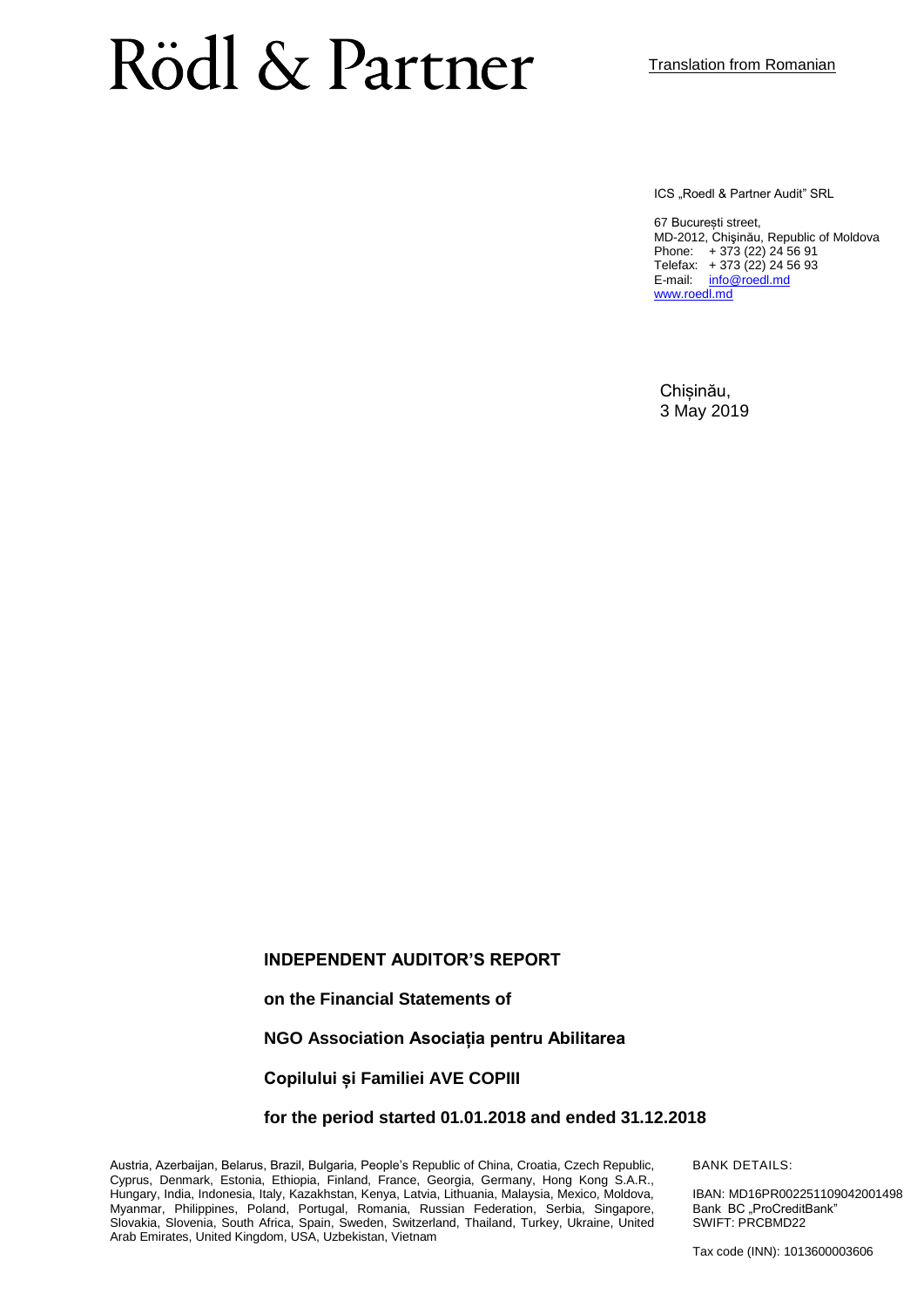# Rödl & Partner

Translation from Romanian

ICS „Roedl & Partner Audit" SRL

67 București street,
MD-2012, Chişinău, Republic of Moldova
Phone: + 373 (22) 24 56 91
Telefax: + 373 (22) 24 56 93
E-mail: info@roedl.md
www.roedl.md

Chișinău,
3 May 2019

**INDEPENDENT AUDITOR'S REPORT**

**on the Financial Statements of**

**NGO Association Asociația pentru Abilitarea**

**Copilului și Familiei AVE COPIII**

**for the period started 01.01.2018 and ended 31.12.2018**

Austria, Azerbaijan, Belarus, Brazil, Bulgaria, People's Republic of China, Croatia, Czech Republic, Cyprus, Denmark, Estonia, Ethiopia, Finland, France, Georgia, Germany, Hong Kong S.A.R., Hungary, India, Indonesia, Italy, Kazakhstan, Kenya, Latvia, Lithuania, Malaysia, Mexico, Moldova, Myanmar, Philippines, Poland, Portugal, Romania, Russian Federation, Serbia, Singapore, Slovakia, Slovenia, South Africa, Spain, Sweden, Switzerland, Thailand, Turkey, Ukraine, United Arab Emirates, United Kingdom, USA, Uzbekistan, Vietnam

BANK DETAILS:

IBAN: MD16PR002251109042001498
Bank BC „ProCreditBank"
SWIFT: PRCBMD22

Tax code (INN): 1013600003606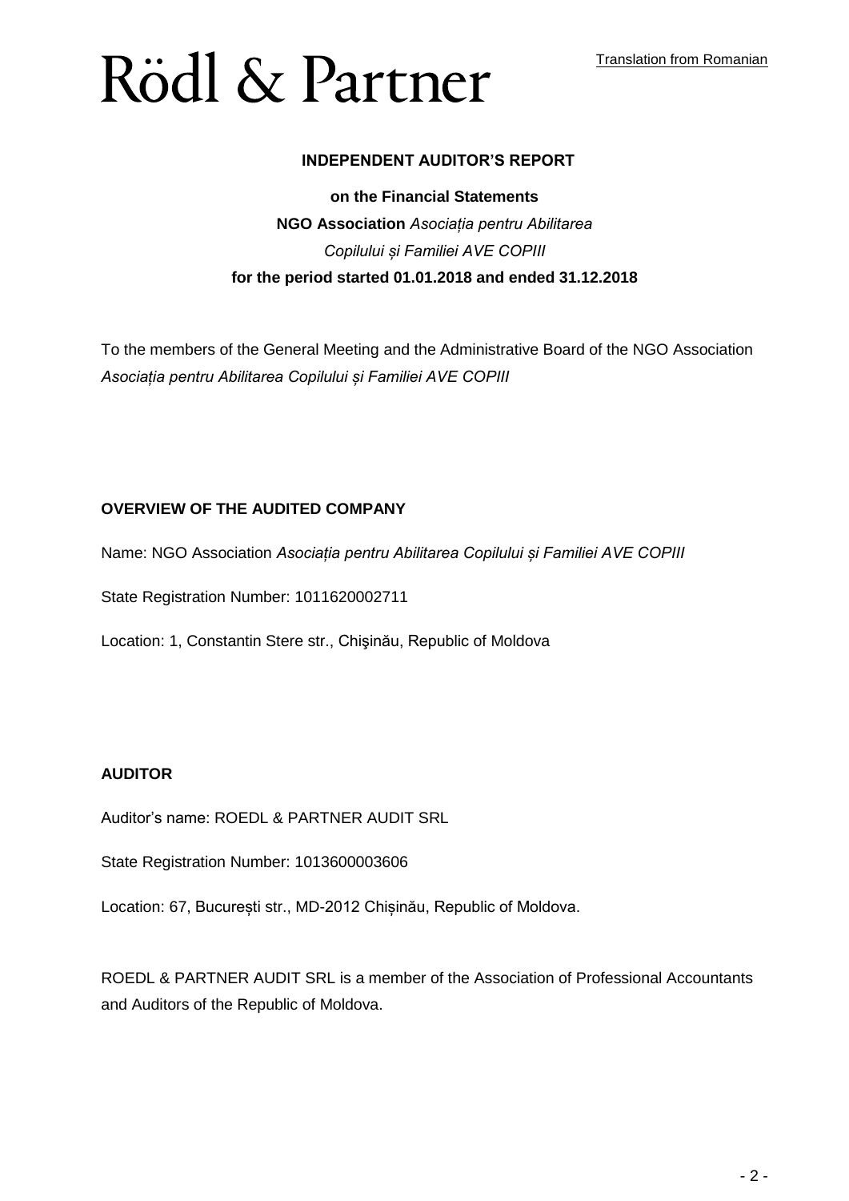Translation from Romanian

# INDEPENDENT AUDITOR'S REPORT

**on the Financial Statements**
**NGO Association** *Asociația pentru Abilitarea Copilului și Familiei AVE COPIII*
**for the period started 01.01.2018 and ended 31.12.2018**

To the members of the General Meeting and the Administrative Board of the NGO Association *Asociația pentru Abilitarea Copilului și Familiei AVE COPIII*

## OVERVIEW OF THE AUDITED COMPANY

Name: NGO Association *Asociația pentru Abilitarea Copilului și Familiei AVE COPIII*

State Registration Number: 1011620002711

Location: 1, Constantin Stere str., Chişinău, Republic of Moldova

## AUDITOR

Auditor's name: ROEDL & PARTNER AUDIT SRL

State Registration Number: 1013600003606

Location: 67, București str., MD-2012 Chișinău, Republic of Moldova.

ROEDL & PARTNER AUDIT SRL is a member of the Association of Professional Accountants and Auditors of the Republic of Moldova.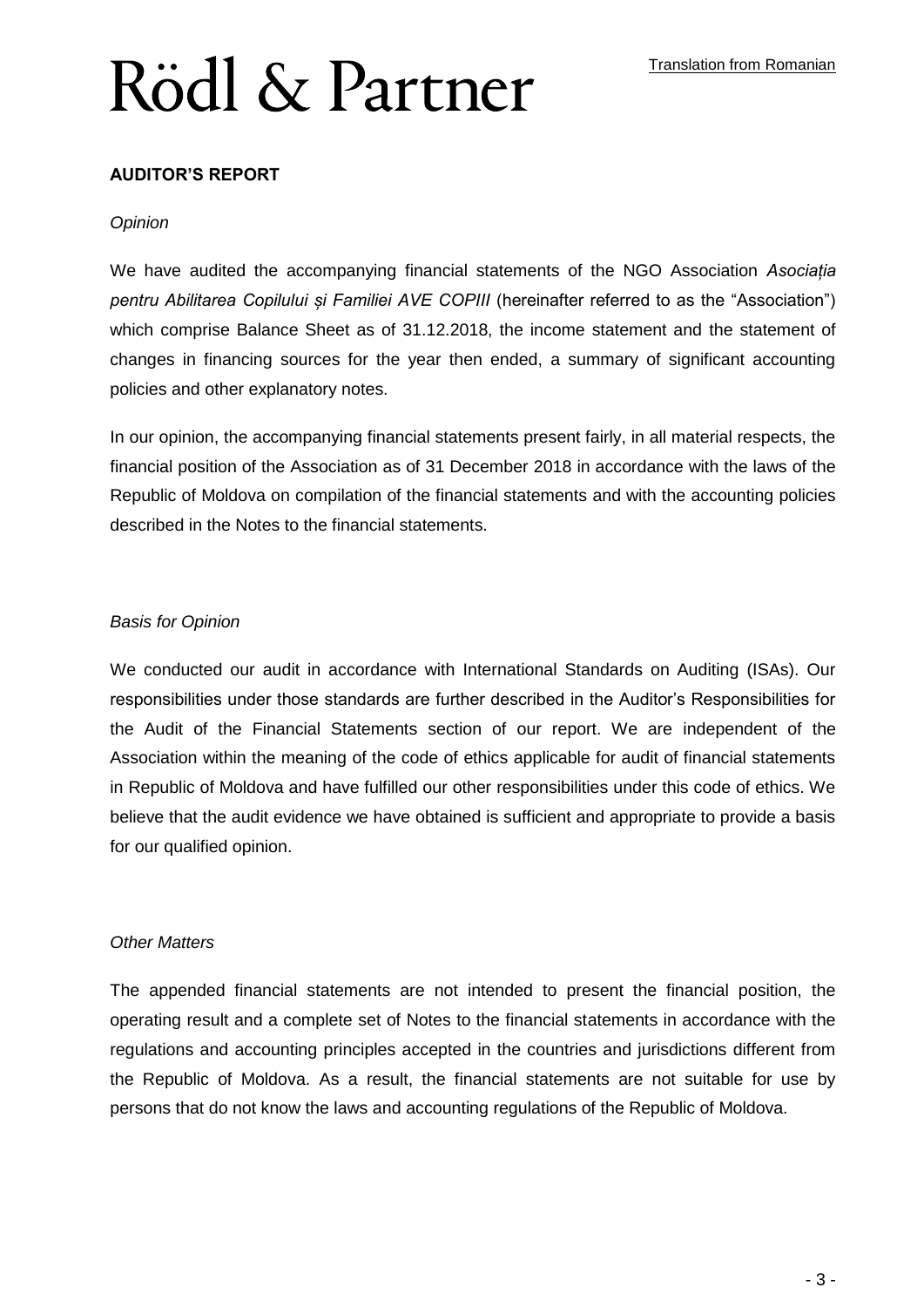Rödl & Partner

Translation from Romanian

**AUDITOR'S REPORT**

*Opinion*

We have audited the accompanying financial statements of the NGO Association *Asociația pentru Abilitarea Copilului și Familiei AVE COPIII* (hereinafter referred to as the "Association") which comprise Balance Sheet as of 31.12.2018, the income statement and the statement of changes in financing sources for the year then ended, a summary of significant accounting policies and other explanatory notes.

In our opinion, the accompanying financial statements present fairly, in all material respects, the financial position of the Association as of 31 December 2018 in accordance with the laws of the Republic of Moldova on compilation of the financial statements and with the accounting policies described in the Notes to the financial statements.

*Basis for Opinion*

We conducted our audit in accordance with International Standards on Auditing (ISAs). Our responsibilities under those standards are further described in the Auditor's Responsibilities for the Audit of the Financial Statements section of our report. We are independent of the Association within the meaning of the code of ethics applicable for audit of financial statements in Republic of Moldova and have fulfilled our other responsibilities under this code of ethics. We believe that the audit evidence we have obtained is sufficient and appropriate to provide a basis for our qualified opinion.

*Other Matters*

The appended financial statements are not intended to present the financial position, the operating result and a complete set of Notes to the financial statements in accordance with the regulations and accounting principles accepted in the countries and jurisdictions different from the Republic of Moldova. As a result, the financial statements are not suitable for use by persons that do not know the laws and accounting regulations of the Republic of Moldova.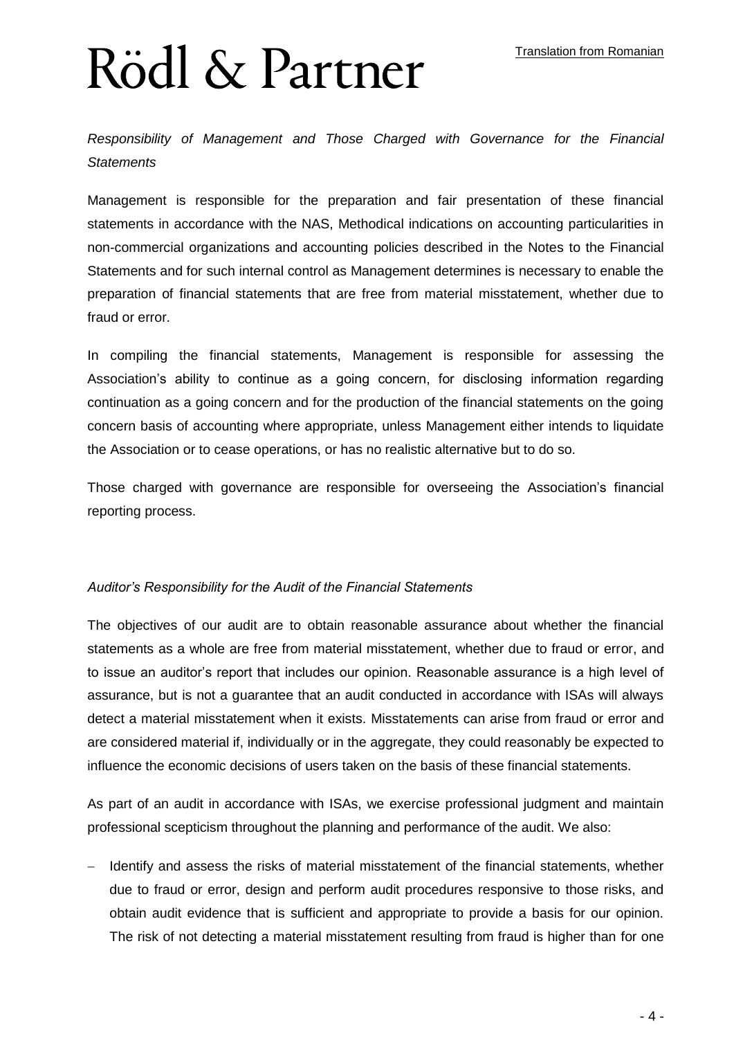*Responsibility of Management and Those Charged with Governance for the Financial Statements*

Management is responsible for the preparation and fair presentation of these financial statements in accordance with the NAS, Methodical indications on accounting particularities in non-commercial organizations and accounting policies described in the Notes to the Financial Statements and for such internal control as Management determines is necessary to enable the preparation of financial statements that are free from material misstatement, whether due to fraud or error.

In compiling the financial statements, Management is responsible for assessing the Association's ability to continue as a going concern, for disclosing information regarding continuation as a going concern and for the production of the financial statements on the going concern basis of accounting where appropriate, unless Management either intends to liquidate the Association or to cease operations, or has no realistic alternative but to do so.

Those charged with governance are responsible for overseeing the Association's financial reporting process.

*Auditor's Responsibility for the Audit of the Financial Statements*

The objectives of our audit are to obtain reasonable assurance about whether the financial statements as a whole are free from material misstatement, whether due to fraud or error, and to issue an auditor's report that includes our opinion. Reasonable assurance is a high level of assurance, but is not a guarantee that an audit conducted in accordance with ISAs will always detect a material misstatement when it exists. Misstatements can arise from fraud or error and are considered material if, individually or in the aggregate, they could reasonably be expected to influence the economic decisions of users taken on the basis of these financial statements.

As part of an audit in accordance with ISAs, we exercise professional judgment and maintain professional scepticism throughout the planning and performance of the audit. We also:

- Identify and assess the risks of material misstatement of the financial statements, whether due to fraud or error, design and perform audit procedures responsive to those risks, and obtain audit evidence that is sufficient and appropriate to provide a basis for our opinion. The risk of not detecting a material misstatement resulting from fraud is higher than for one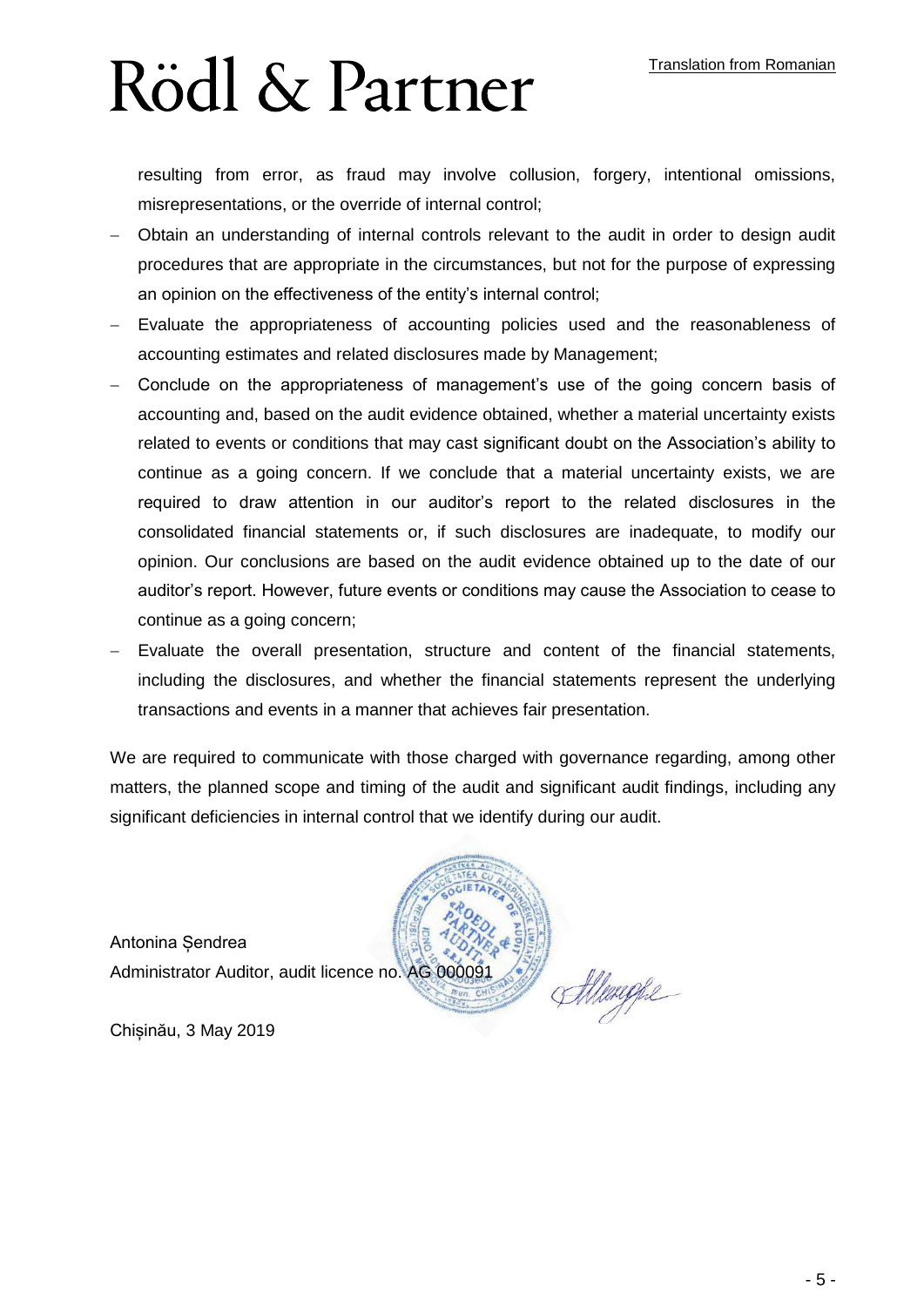resulting from error, as fraud may involve collusion, forgery, intentional omissions, misrepresentations, or the override of internal control;

- Obtain an understanding of internal controls relevant to the audit in order to design audit procedures that are appropriate in the circumstances, but not for the purpose of expressing an opinion on the effectiveness of the entity's internal control;
- Evaluate the appropriateness of accounting policies used and the reasonableness of accounting estimates and related disclosures made by Management;
- Conclude on the appropriateness of management's use of the going concern basis of accounting and, based on the audit evidence obtained, whether a material uncertainty exists related to events or conditions that may cast significant doubt on the Association's ability to continue as a going concern. If we conclude that a material uncertainty exists, we are required to draw attention in our auditor's report to the related disclosures in the consolidated financial statements or, if such disclosures are inadequate, to modify our opinion. Our conclusions are based on the audit evidence obtained up to the date of our auditor's report. However, future events or conditions may cause the Association to cease to continue as a going concern;
- Evaluate the overall presentation, structure and content of the financial statements, including the disclosures, and whether the financial statements represent the underlying transactions and events in a manner that achieves fair presentation.

We are required to communicate with those charged with governance regarding, among other matters, the planned scope and timing of the audit and significant audit findings, including any significant deficiencies in internal control that we identify during our audit.

Antonina Șendrea
Administrator Auditor, audit licence no. AG 000091

Chișinău, 3 May 2019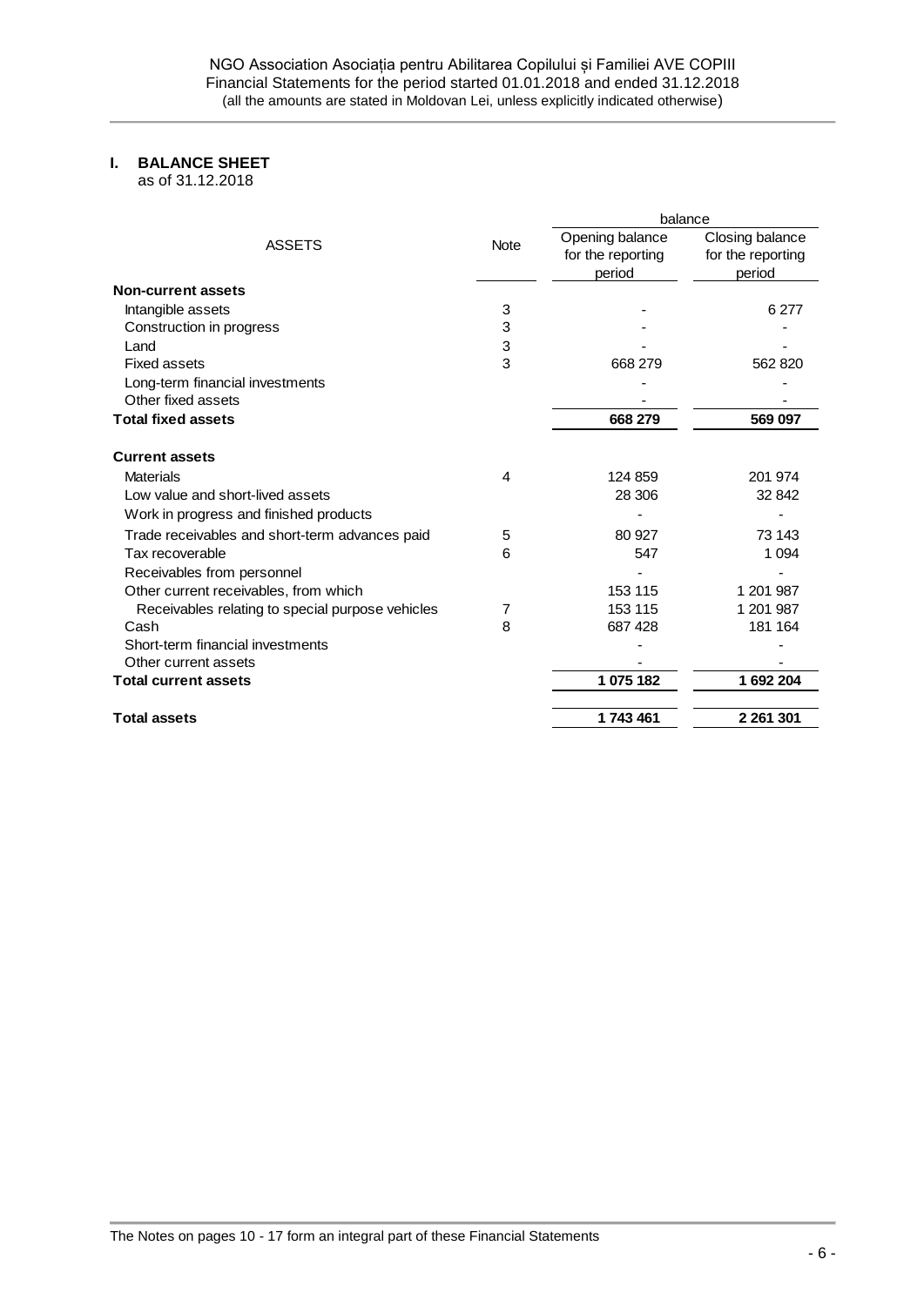## I. BALANCE SHEET

as of 31.12.2018

| ASSETS | Note | balance | |
|---|---|---|---|
| | | Opening balance for the reporting period | Closing balance for the reporting period |
| **Non-current assets** | | | |
| Intangible assets | 3 | - | 6 277 |
| Construction in progress | 3 | - | - |
| Land | 3 | - | - |
| Fixed assets | 3 | 668 279 | 562 820 |
| Long-term financial investments | | - | - |
| Other fixed assets | | - | - |
| **Total fixed assets** | | **668 279** | **569 097** |
| **Current assets** | | | |
| Materials | 4 | 124 859 | 201 974 |
| Low value and short-lived assets | | 28 306 | 32 842 |
| Work in progress and finished products | | - | - |
| Trade receivables and short-term advances paid | 5 | 80 927 | 73 143 |
| Tax recoverable | 6 | 547 | 1 094 |
| Receivables from personnel | | - | - |
| Other current receivables, from which | | 153 115 | 1 201 987 |
| Receivables relating to special purpose vehicles | 7 | 153 115 | 1 201 987 |
| Cash | 8 | 687 428 | 181 164 |
| Short-term financial investments | | - | - |
| Other current assets | | - | - |
| **Total current assets** | | **1 075 182** | **1 692 204** |
| **Total assets** | | **1 743 461** | **2 261 301** |

The Notes on pages 10 - 17 form an integral part of these Financial Statements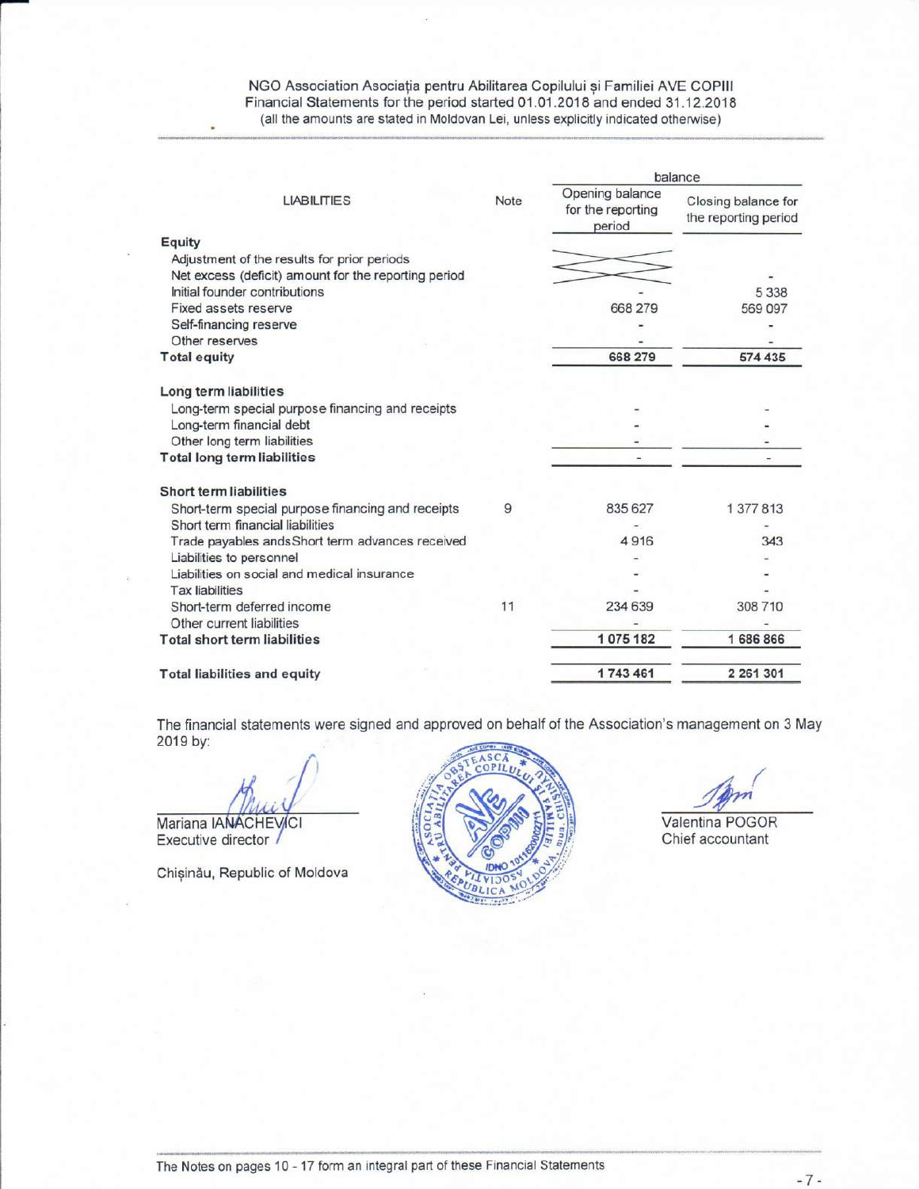NGO Association Asociația pentru Abilitarea Copilului și Familiei AVE COPIII
Financial Statements for the period started 01.01.2018 and ended 31.12.2018
(all the amounts are stated in Moldovan Lei, unless explicitly indicated otherwise)

| LIABILITIES | Note | balance | |
|---|---|---|---|
| | | Opening balance for the reporting period | Closing balance for the reporting period |
| **Equity** | | | |
| Adjustment of the results for prior periods | | | |
| Net excess (deficit) amount for the reporting period | | | - |
| Initial founder contributions | | - | 5 338 |
| Fixed assets reserve | | 668 279 | 569 097 |
| Self-financing reserve | | - | - |
| Other reserves | | - | - |
| **Total equity** | | **668 279** | **574 435** |
| **Long term liabilities** | | | |
| Long-term special purpose financing and receipts | | - | - |
| Long-term financial debt | | - | - |
| Other long term liabilities | | - | - |
| **Total long term liabilities** | | - | - |
| **Short term liabilities** | | | |
| Short-term special purpose financing and receipts | 9 | 835 627 | 1 377 813 |
| Short term financial liabilities | | - | - |
| Trade payables andsShort term advances received | | 4 916 | 343 |
| Liabilities to personnel | | - | - |
| Liabilities on social and medical insurance | | - | - |
| Tax liabilities | | - | - |
| Short-term deferred income | 11 | 234 639 | 308 710 |
| Other current liabilities | | - | - |
| **Total short term liabilities** | | **1 075 182** | **1 686 866** |
| **Total liabilities and equity** | | **1 743 461** | **2 261 301** |

The financial statements were signed and approved on behalf of the Association's management on 3 May 2019 by:

Mariana IANACHEVICI
Executive director

Valentina POGOR
Chief accountant

Chișinău, Republic of Moldova

The Notes on pages 10 - 17 form an integral part of these Financial Statements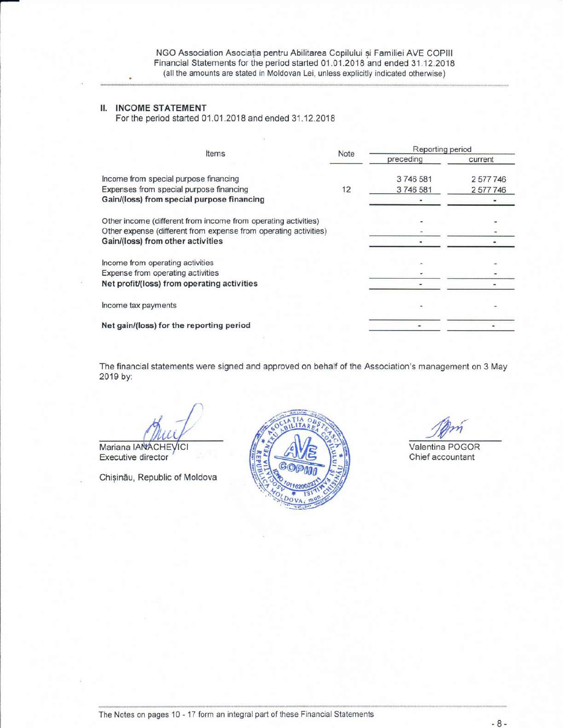## II. INCOME STATEMENT

For the period started 01.01.2018 and ended 31.12.2018

| Items | Note | Reporting period | |
|---|---|---|---|
| | | preceding | current |
| Income from special purpose financing | | 3 746 581 | 2 577 746 |
| Expenses from special purpose financing | 12 | 3 746 581 | 2 577 746 |
| **Gain/(loss) from special purpose financing** | | - | - |
| Other income (different from income from operating activities) | | - | - |
| Other expense (different from expense from operating activities) | | - | - |
| **Gain/(loss) from other activities** | | - | - |
| Income from operating activities | | - | - |
| Expense from operating activities | | - | - |
| **Net profit/(loss) from operating activities** | | - | - |
| Income tax payments | | - | - |
| **Net gain/(loss) for the reporting period** | | - | - |

The financial statements were signed and approved on behalf of the Association's management on 3 May 2019 by:

Mariana IANACHEVICI
Executive director

Chișinău, Republic of Moldova

Valentina POGOR
Chief accountant

The Notes on pages 10 - 17 form an integral part of these Financial Statements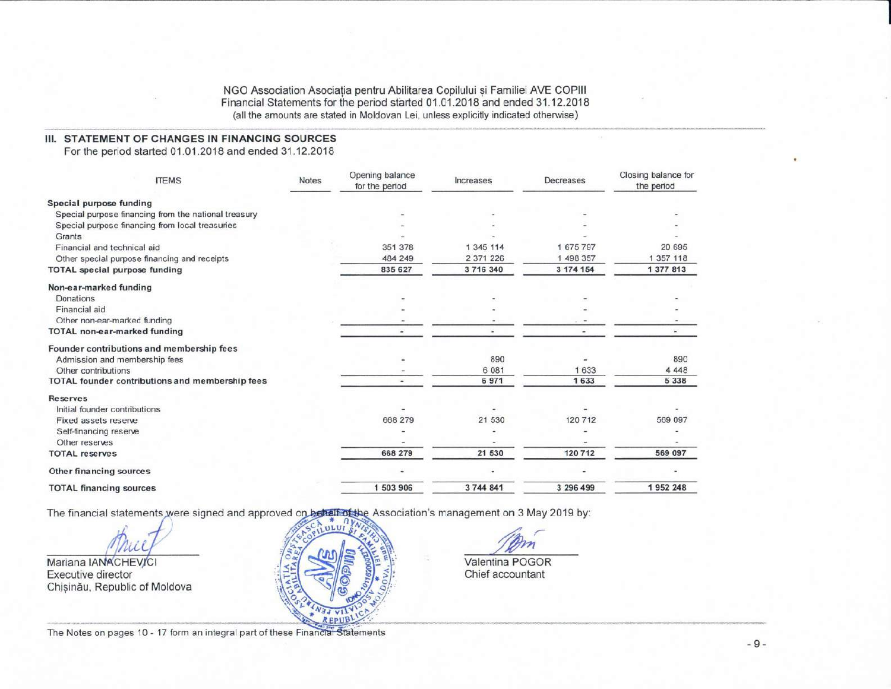NGO Association Asociația pentru Abilitarea Copilului și Familiei AVE COPIII
Financial Statements for the period started 01.01.2018 and ended 31.12.2018
(all the amounts are stated in Moldovan Lei, unless explicitly indicated otherwise)

## III. STATEMENT OF CHANGES IN FINANCING SOURCES

For the period started 01.01.2018 and ended 31.12.2018

| ITEMS | Notes | Opening balance for the period | Increases | Decreases | Closing balance for the period |
|---|---|---|---|---|---|
| **Special purpose funding** | | | | | |
| Special purpose financing from the national treasury | | - | - | - | - |
| Special purpose financing from local treasuries | | - | - | - | - |
| Grants | | - | - | - | - |
| Financial and technical aid | | 351 378 | 1 345 114 | 1 675 797 | 20 695 |
| Other special purpose financing and receipts | | 484 249 | 2 371 226 | 1 498 357 | 1 357 118 |
| **TOTAL special purpose funding** | | **835 627** | **3 716 340** | **3 174 154** | **1 377 813** |
| **Non-ear-marked funding** | | | | | |
| Donations | | - | - | - | - |
| Financial aid | | - | - | - | - |
| Other non-ear-marked funding | | - | - | - | - |
| **TOTAL non-ear-marked funding** | | **-** | **-** | **-** | **-** |
| **Founder contributions and membership fees** | | | | | |
| Admission and membership fees | | - | 890 | - | 890 |
| Other contributions | | - | 6 081 | 1 633 | 4 448 |
| **TOTAL founder contributions and membership fees** | | **-** | **6 971** | **1 633** | **5 338** |
| **Reserves** | | | | | |
| Initial founder contributions | | - | - | - | - |
| Fixed assets reserve | | 668 279 | 21 530 | 120 712 | 569 097 |
| Self-financing reserve | | - | - | - | - |
| Other reserves | | - | - | - | - |
| **TOTAL reserves** | | **668 279** | **21 530** | **120 712** | **569 097** |
| **Other financing sources** | | - | - | - | - |
| **TOTAL financing sources** | | **1 503 906** | **3 744 841** | **3 296 499** | **1 952 248** |

The financial statements were signed and approved on behalf of the Association's management on 3 May 2019 by:

Mariana IANACHEVICI
Executive director
Chișinău, Republic of Moldova

Valentina POGOR
Chief accountant

The Notes on pages 10 - 17 form an integral part of these Financial Statements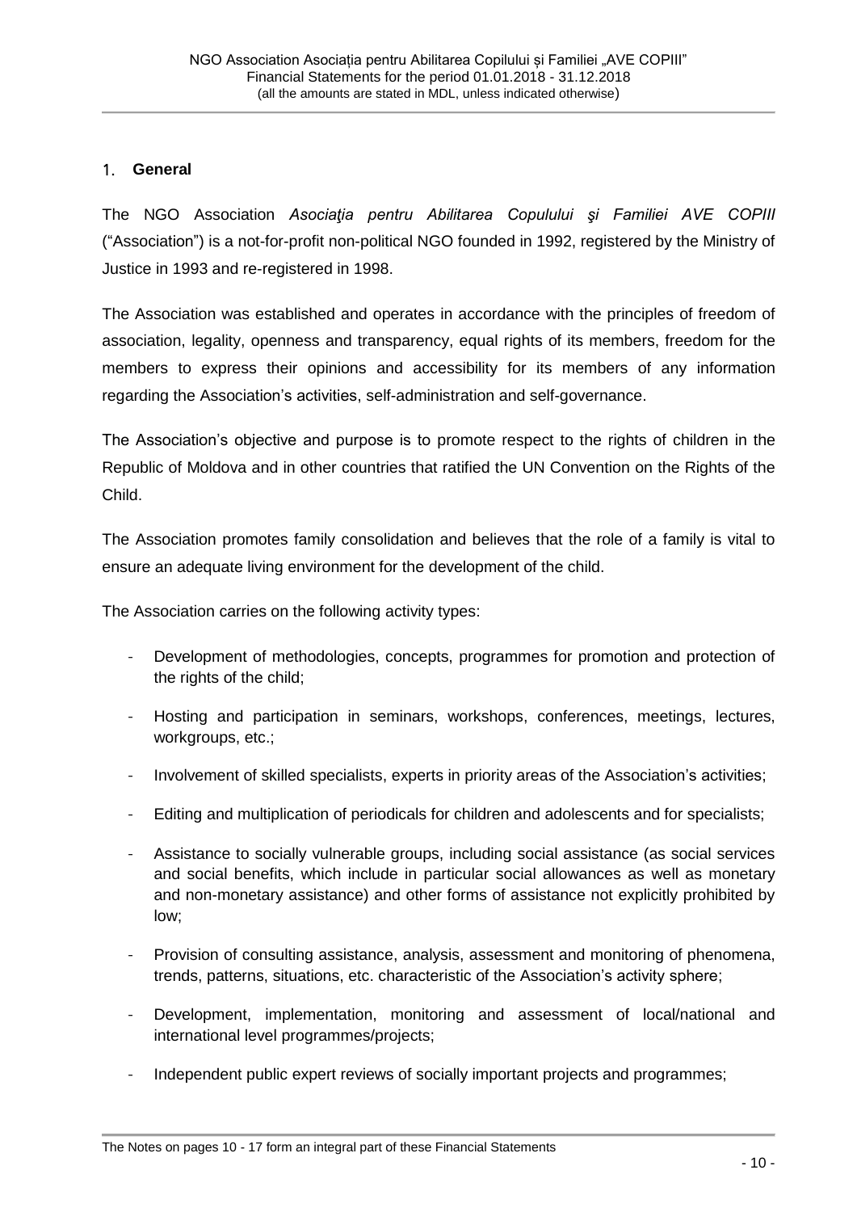## 1. General

The NGO Association *Asociaţia pentru Abilitarea Copulului şi Familiei AVE COPIII* ("Association") is a not-for-profit non-political NGO founded in 1992, registered by the Ministry of Justice in 1993 and re-registered in 1998.

The Association was established and operates in accordance with the principles of freedom of association, legality, openness and transparency, equal rights of its members, freedom for the members to express their opinions and accessibility for its members of any information regarding the Association's activities, self-administration and self-governance.

The Association's objective and purpose is to promote respect to the rights of children in the Republic of Moldova and in other countries that ratified the UN Convention on the Rights of the Child.

The Association promotes family consolidation and believes that the role of a family is vital to ensure an adequate living environment for the development of the child.

The Association carries on the following activity types:

- Development of methodologies, concepts, programmes for promotion and protection of the rights of the child;
- Hosting and participation in seminars, workshops, conferences, meetings, lectures, workgroups, etc.;
- Involvement of skilled specialists, experts in priority areas of the Association's activities;
- Editing and multiplication of periodicals for children and adolescents and for specialists;
- Assistance to socially vulnerable groups, including social assistance (as social services and social benefits, which include in particular social allowances as well as monetary and non-monetary assistance) and other forms of assistance not explicitly prohibited by low;
- Provision of consulting assistance, analysis, assessment and monitoring of phenomena, trends, patterns, situations, etc. characteristic of the Association's activity sphere;
- Development, implementation, monitoring and assessment of local/national and international level programmes/projects;
- Independent public expert reviews of socially important projects and programmes;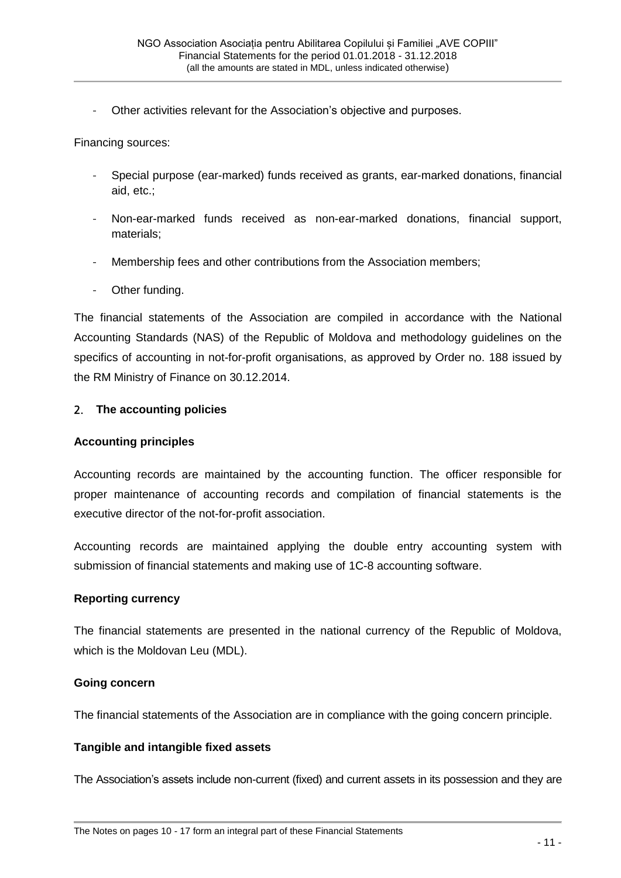- Other activities relevant for the Association's objective and purposes.

Financing sources:

- Special purpose (ear-marked) funds received as grants, ear-marked donations, financial aid, etc.;
- Non-ear-marked funds received as non-ear-marked donations, financial support, materials;
- Membership fees and other contributions from the Association members;
- Other funding.

The financial statements of the Association are compiled in accordance with the National Accounting Standards (NAS) of the Republic of Moldova and methodology guidelines on the specifics of accounting in not-for-profit organisations, as approved by Order no. 188 issued by the RM Ministry of Finance on 30.12.2014.

## 2. The accounting policies

### Accounting principles

Accounting records are maintained by the accounting function. The officer responsible for proper maintenance of accounting records and compilation of financial statements is the executive director of the not-for-profit association.

Accounting records are maintained applying the double entry accounting system with submission of financial statements and making use of 1C-8 accounting software.

### Reporting currency

The financial statements are presented in the national currency of the Republic of Moldova, which is the Moldovan Leu (MDL).

### Going concern

The financial statements of the Association are in compliance with the going concern principle.

### Tangible and intangible fixed assets

The Association's assets include non-current (fixed) and current assets in its possession and they are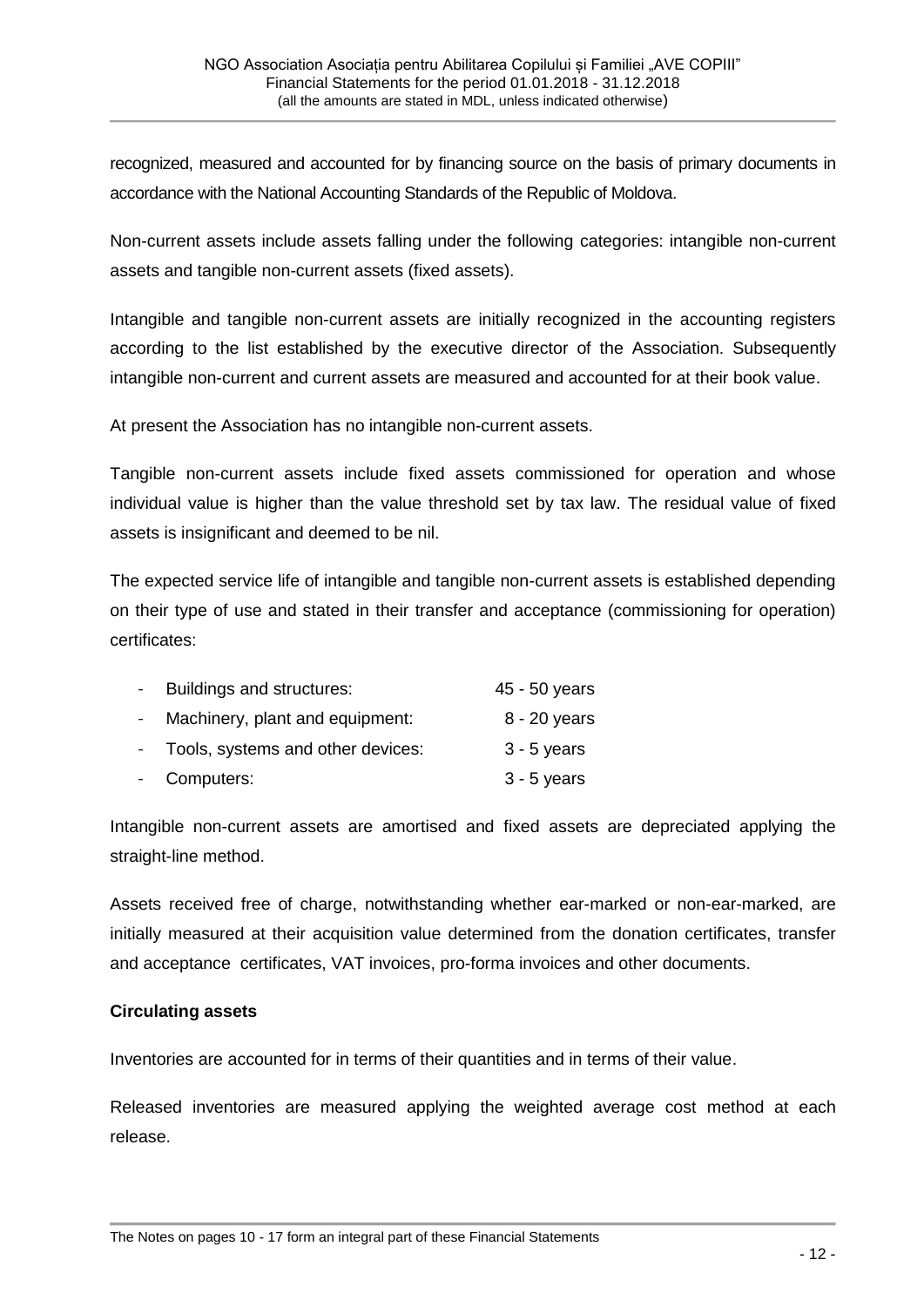recognized, measured and accounted for by financing source on the basis of primary documents in accordance with the National Accounting Standards of the Republic of Moldova.

Non-current assets include assets falling under the following categories: intangible non-current assets and tangible non-current assets (fixed assets).

Intangible and tangible non-current assets are initially recognized in the accounting registers according to the list established by the executive director of the Association. Subsequently intangible non-current and current assets are measured and accounted for at their book value.

At present the Association has no intangible non-current assets.

Tangible non-current assets include fixed assets commissioned for operation and whose individual value is higher than the value threshold set by tax law. The residual value of fixed assets is insignificant and deemed to be nil.

The expected service life of intangible and tangible non-current assets is established depending on their type of use and stated in their transfer and acceptance (commissioning for operation) certificates:

- Buildings and structures: 45 - 50 years
- Machinery, plant and equipment: 8 - 20 years
- Tools, systems and other devices: 3 - 5 years
- Computers: 3 - 5 years

Intangible non-current assets are amortised and fixed assets are depreciated applying the straight-line method.

Assets received free of charge, notwithstanding whether ear-marked or non-ear-marked, are initially measured at their acquisition value determined from the donation certificates, transfer and acceptance certificates, VAT invoices, pro-forma invoices and other documents.

**Circulating assets**

Inventories are accounted for in terms of their quantities and in terms of their value.

Released inventories are measured applying the weighted average cost method at each release.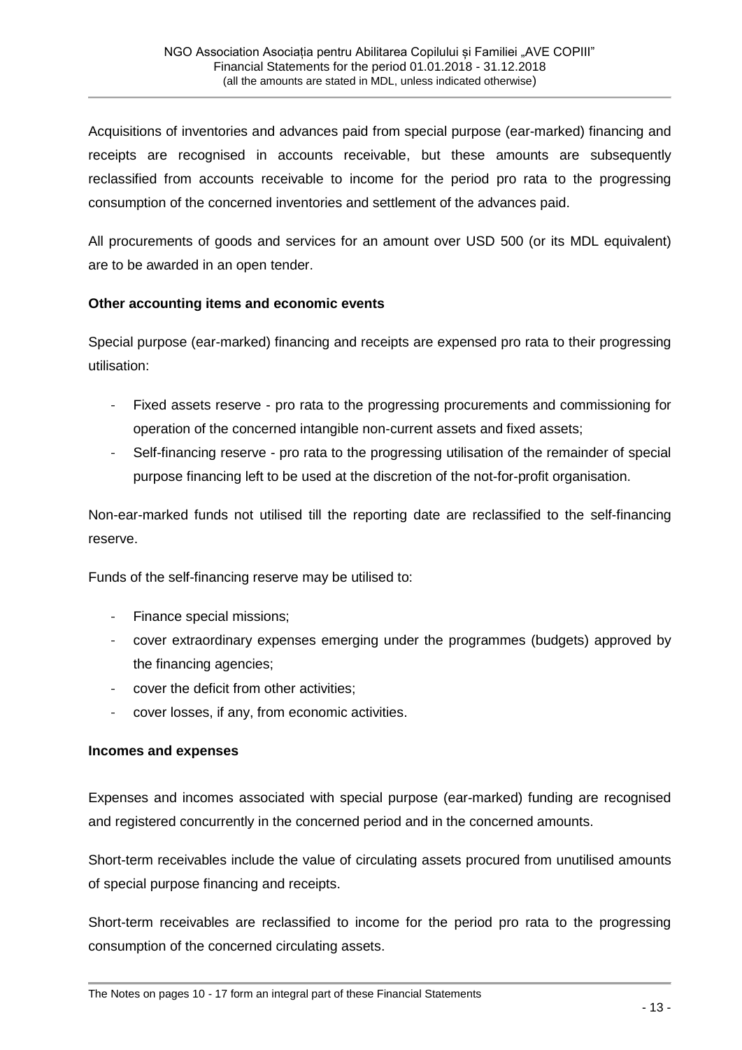Acquisitions of inventories and advances paid from special purpose (ear-marked) financing and receipts are recognised in accounts receivable, but these amounts are subsequently reclassified from accounts receivable to income for the period pro rata to the progressing consumption of the concerned inventories and settlement of the advances paid.

All procurements of goods and services for an amount over USD 500 (or its MDL equivalent) are to be awarded in an open tender.

**Other accounting items and economic events**

Special purpose (ear-marked) financing and receipts are expensed pro rata to their progressing utilisation:

- Fixed assets reserve - pro rata to the progressing procurements and commissioning for operation of the concerned intangible non-current assets and fixed assets;
- Self-financing reserve - pro rata to the progressing utilisation of the remainder of special purpose financing left to be used at the discretion of the not-for-profit organisation.

Non-ear-marked funds not utilised till the reporting date are reclassified to the self-financing reserve.

Funds of the self-financing reserve may be utilised to:

- Finance special missions;
- cover extraordinary expenses emerging under the programmes (budgets) approved by the financing agencies;
- cover the deficit from other activities;
- cover losses, if any, from economic activities.

**Incomes and expenses**

Expenses and incomes associated with special purpose (ear-marked) funding are recognised and registered concurrently in the concerned period and in the concerned amounts.

Short-term receivables include the value of circulating assets procured from unutilised amounts of special purpose financing and receipts.

Short-term receivables are reclassified to income for the period pro rata to the progressing consumption of the concerned circulating assets.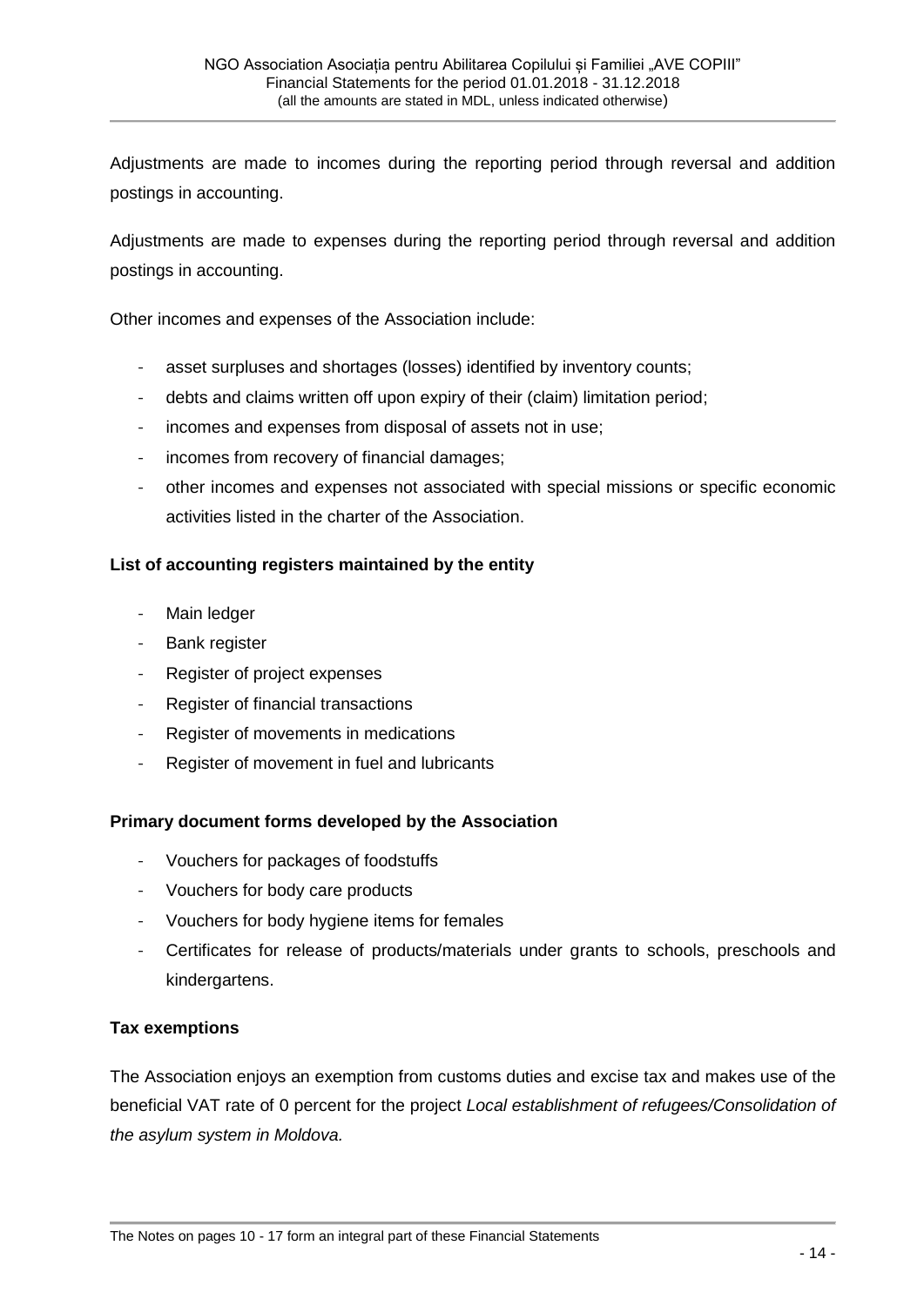Adjustments are made to incomes during the reporting period through reversal and addition postings in accounting.

Adjustments are made to expenses during the reporting period through reversal and addition postings in accounting.

Other incomes and expenses of the Association include:

- asset surpluses and shortages (losses) identified by inventory counts;
- debts and claims written off upon expiry of their (claim) limitation period;
- incomes and expenses from disposal of assets not in use;
- incomes from recovery of financial damages;
- other incomes and expenses not associated with special missions or specific economic activities listed in the charter of the Association.

**List of accounting registers maintained by the entity**

- Main ledger
- Bank register
- Register of project expenses
- Register of financial transactions
- Register of movements in medications
- Register of movement in fuel and lubricants

**Primary document forms developed by the Association**

- Vouchers for packages of foodstuffs
- Vouchers for body care products
- Vouchers for body hygiene items for females
- Certificates for release of products/materials under grants to schools, preschools and kindergartens.

**Tax exemptions**

The Association enjoys an exemption from customs duties and excise tax and makes use of the beneficial VAT rate of 0 percent for the project *Local establishment of refugees/Consolidation of the asylum system in Moldova.*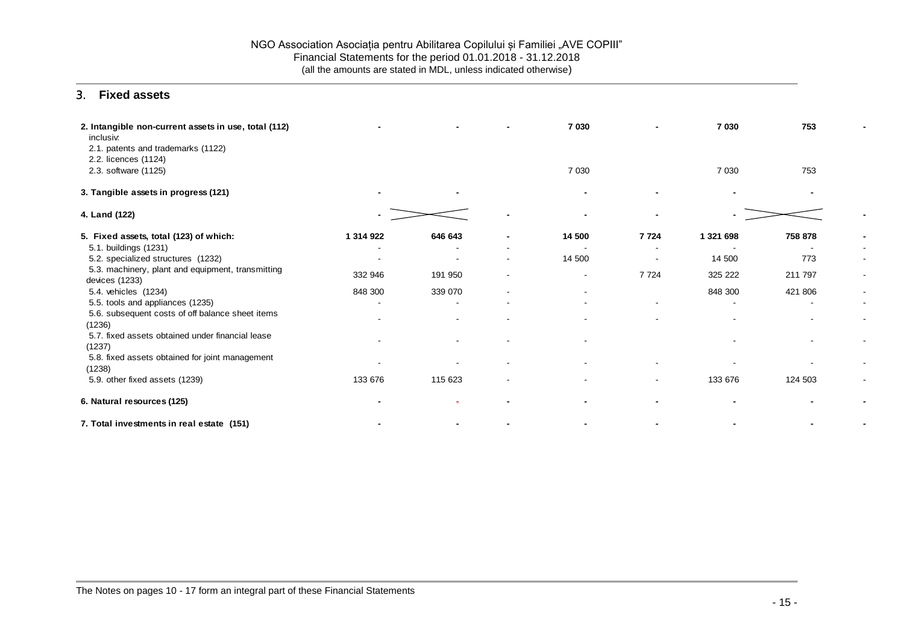## 3. Fixed assets

| | | | | | | | | |
|---|---|---|---|---|---|---|---|---|
| **2. Intangible non-current assets in use, total (112)** | **-** | **-** | **-** | **7 030** | **-** | **7 030** | **753** | **-** |
| inclusiv: | | | | | | | | |
| 2.1. patents and trademarks (1122) | | | | | | | | |
| 2.2. licences (1124) | | | | | | | | |
| 2.3. software (1125) | | | | 7 030 | | 7 030 | 753 | |
| **3. Tangible assets in progress (121)** | **-** | **-** | | **-** | **-** | **-** | **-** | |
| **4. Land (122)** | **-** | X | **-** | **-** | **-** | **-** | X | **-** |
| **5. Fixed assets, total (123) of which:** | **1 314 922** | **646 643** | **-** | **14 500** | **7 724** | **1 321 698** | **758 878** | **-** |
| 5.1. buildings (1231) | - | - | - | - | - | - | - | - |
| 5.2. specialized structures (1232) | - | - | - | 14 500 | - | 14 500 | 773 | - |
| 5.3. machinery, plant and equipment, transmitting devices (1233) | 332 946 | 191 950 | - | - | 7 724 | 325 222 | 211 797 | - |
| 5.4. vehicles (1234) | 848 300 | 339 070 | - | - | | 848 300 | 421 806 | - |
| 5.5. tools and appliances (1235) | - | - | - | - | - | - | - | - |
| 5.6. subsequent costs of off balance sheet items (1236) | - | - | - | - | - | - | - | - |
| 5.7. fixed assets obtained under financial lease (1237) | - | - | - | - | | - | - | - |
| 5.8. fixed assets obtained for joint management (1238) | - | - | - | - | - | - | - | - |
| 5.9. other fixed assets (1239) | 133 676 | 115 623 | - | - | - | 133 676 | 124 503 | - |
| **6. Natural resources (125)** | **-** | - | **-** | **-** | **-** | **-** | **-** | **-** |
| **7. Total investments in real estate (151)** | **-** | **-** | **-** | **-** | **-** | **-** | **-** | **-** |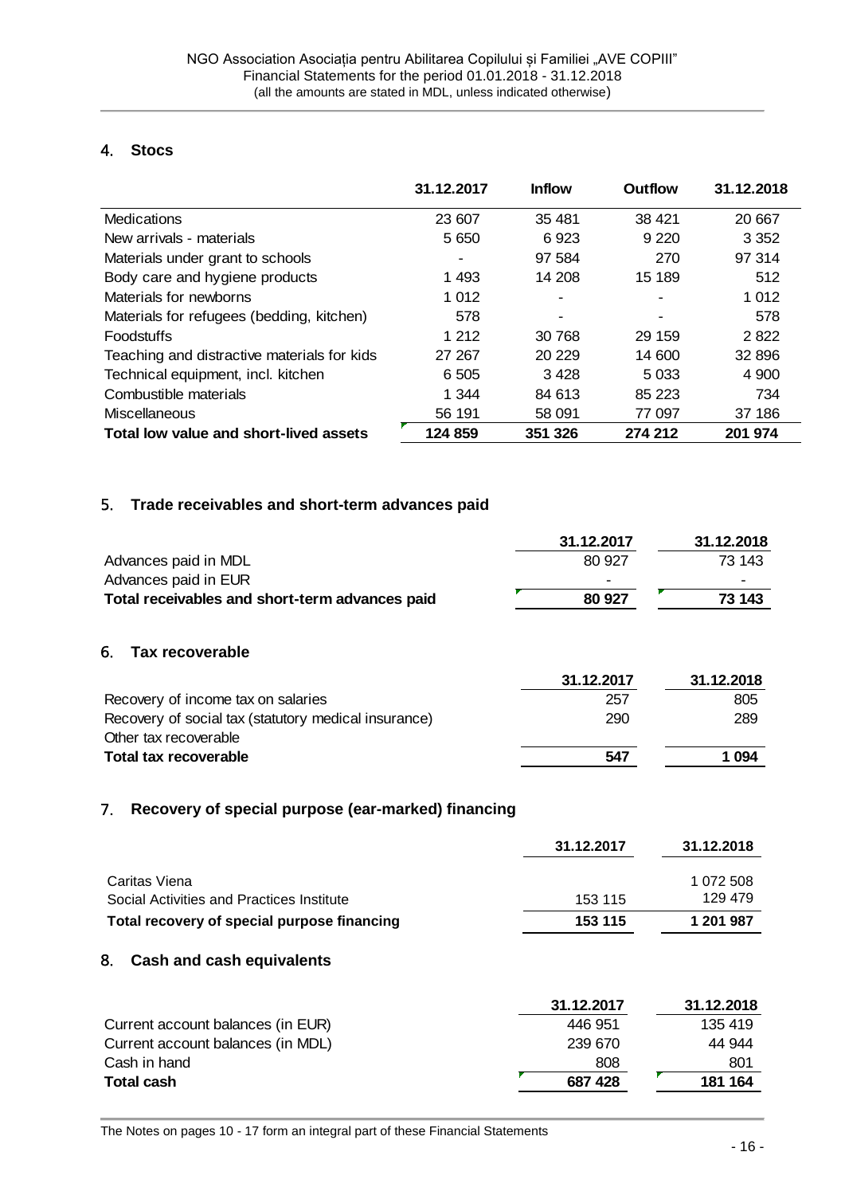## 4. Stocs

| | 31.12.2017 | Inflow | Outflow | 31.12.2018 |
|---|---|---|---|---|
| Medications | 23 607 | 35 481 | 38 421 | 20 667 |
| New arrivals - materials | 5 650 | 6 923 | 9 220 | 3 352 |
| Materials under grant to schools | - | 97 584 | 270 | 97 314 |
| Body care and hygiene products | 1 493 | 14 208 | 15 189 | 512 |
| Materials for newborns | 1 012 | - | - | 1 012 |
| Materials for refugees (bedding, kitchen) | 578 | - | - | 578 |
| Foodstuffs | 1 212 | 30 768 | 29 159 | 2 822 |
| Teaching and distractive materials for kids | 27 267 | 20 229 | 14 600 | 32 896 |
| Technical equipment, incl. kitchen | 6 505 | 3 428 | 5 033 | 4 900 |
| Combustible materials | 1 344 | 84 613 | 85 223 | 734 |
| Miscellaneous | 56 191 | 58 091 | 77 097 | 37 186 |
| **Total low value and short-lived assets** | **124 859** | **351 326** | **274 212** | **201 974** |

## 5. Trade receivables and short-term advances paid

| | 31.12.2017 | 31.12.2018 |
|---|---|---|
| Advances paid in MDL | 80 927 | 73 143 |
| Advances paid in EUR | - | - |
| **Total receivables and short-term advances paid** | **80 927** | **73 143** |

## 6. Tax recoverable

| | 31.12.2017 | 31.12.2018 |
|---|---|---|
| Recovery of income tax on salaries | 257 | 805 |
| Recovery of social tax (statutory medical insurance) | 290 | 289 |
| Other tax recoverable | | |
| **Total tax recoverable** | **547** | **1 094** |

## 7. Recovery of special purpose (ear-marked) financing

| | 31.12.2017 | 31.12.2018 |
|---|---|---|
| Caritas Viena | | 1 072 508 |
| Social Activities and Practices Institute | 153 115 | 129 479 |
| **Total recovery of special purpose financing** | **153 115** | **1 201 987** |

## 8. Cash and cash equivalents

| | 31.12.2017 | 31.12.2018 |
|---|---|---|
| Current account balances (in EUR) | 446 951 | 135 419 |
| Current account balances (in MDL) | 239 670 | 44 944 |
| Cash in hand | 808 | 801 |
| **Total cash** | **687 428** | **181 164** |

The Notes on pages 10 - 17 form an integral part of these Financial Statements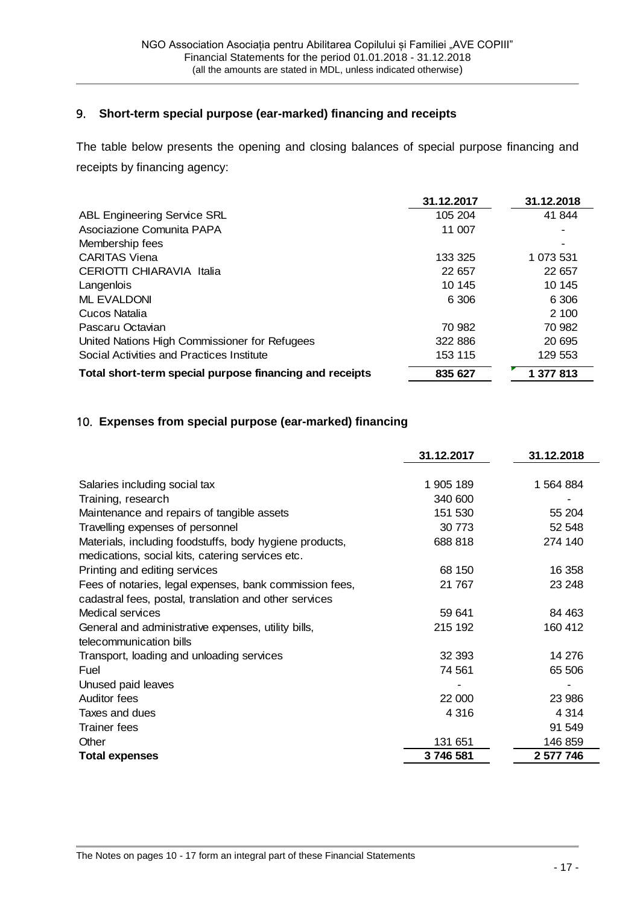## 9. Short-term special purpose (ear-marked) financing and receipts

The table below presents the opening and closing balances of special purpose financing and receipts by financing agency:

| | 31.12.2017 | 31.12.2018 |
|---|---|---|
| ABL Engineering Service SRL | 105 204 | 41 844 |
| Asociazione Comunita PAPA | 11 007 | - |
| Membership fees | | - |
| CARITAS Viena | 133 325 | 1 073 531 |
| CERIOTTI CHIARAVIA Italia | 22 657 | 22 657 |
| Langenlois | 10 145 | 10 145 |
| ML EVALDONI | 6 306 | 6 306 |
| Cucos Natalia | | 2 100 |
| Pascaru Octavian | 70 982 | 70 982 |
| United Nations High Commissioner for Refugees | 322 886 | 20 695 |
| Social Activities and Practices Institute | 153 115 | 129 553 |
| **Total short-term special purpose financing and receipts** | **835 627** | **1 377 813** |

## 10. Expenses from special purpose (ear-marked) financing

| | 31.12.2017 | 31.12.2018 |
|---|---|---|
| Salaries including social tax | 1 905 189 | 1 564 884 |
| Training, research | 340 600 | - |
| Maintenance and repairs of tangible assets | 151 530 | 55 204 |
| Travelling expenses of personnel | 30 773 | 52 548 |
| Materials, including foodstuffs, body hygiene products, medications, social kits, catering services etc. | 688 818 | 274 140 |
| Printing and editing services | 68 150 | 16 358 |
| Fees of notaries, legal expenses, bank commission fees, cadastral fees, postal, translation and other services | 21 767 | 23 248 |
| Medical services | 59 641 | 84 463 |
| General and administrative expenses, utility bills, telecommunication bills | 215 192 | 160 412 |
| Transport, loading and unloading services | 32 393 | 14 276 |
| Fuel | 74 561 | 65 506 |
| Unused paid leaves | - | - |
| Auditor fees | 22 000 | 23 986 |
| Taxes and dues | 4 316 | 4 314 |
| Trainer fees | | 91 549 |
| Other | 131 651 | 146 859 |
| **Total expenses** | **3 746 581** | **2 577 746** |

The Notes on pages 10 - 17 form an integral part of these Financial Statements